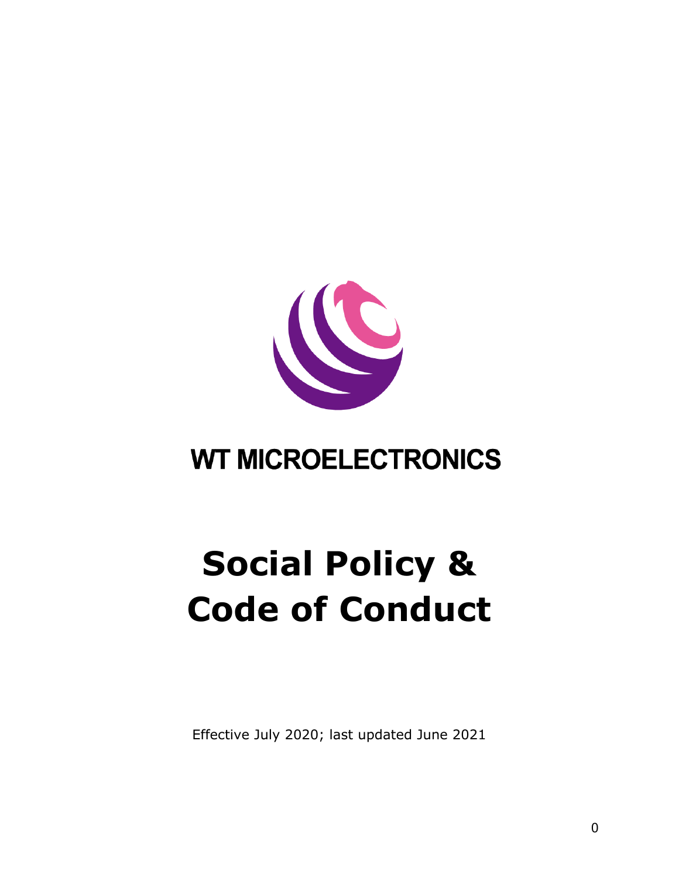WT MICROELECTRONICS

# Social Policy & Code of Conduct

Effective July 2020; last updated June 2021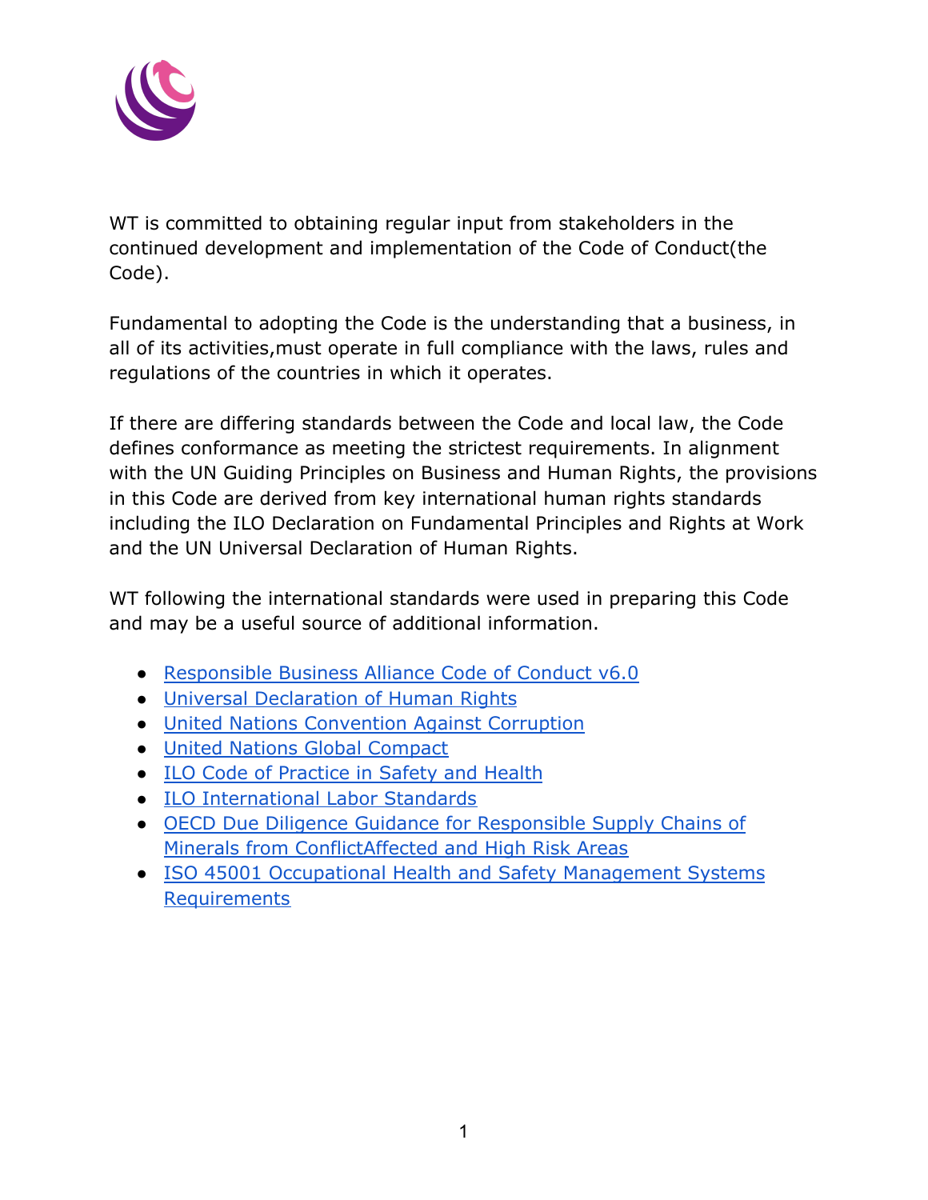WT is committed to obtaining regular input from stakeholders in the continued development and implementation of the Code of Conduct(the Code).

Fundamental to adopting the Code is the understanding that a business, in all of its activities,must operate in full compliance with the laws, rules and regulations of the countries in which it operates.

If there are differing standards between the Code and local law, the Code defines conformance as meeting the strictest requirements. In alignment with the UN Guiding Principles on Business and Human Rights, the provisions in this Code are derived from key international human rights standards including the ILO Declaration on Fundamental Principles and Rights at Work and the UN Universal Declaration of Human Rights.

WT following the international standards were used in preparing this Code and may be a useful source of additional information.

- Responsible Business Alliance Code of Conduct v6.0
- Universal Declaration of Human Rights
- United Nations Convention Against Corruption
- United Nations Global Compact
- ILO Code of Practice in Safety and Health
- ILO International Labor Standards
- OECD Due Diligence Guidance for Responsible Supply Chains of Minerals from ConflictAffected and High Risk Areas
- ISO 45001 Occupational Health and Safety Management Systems Requirements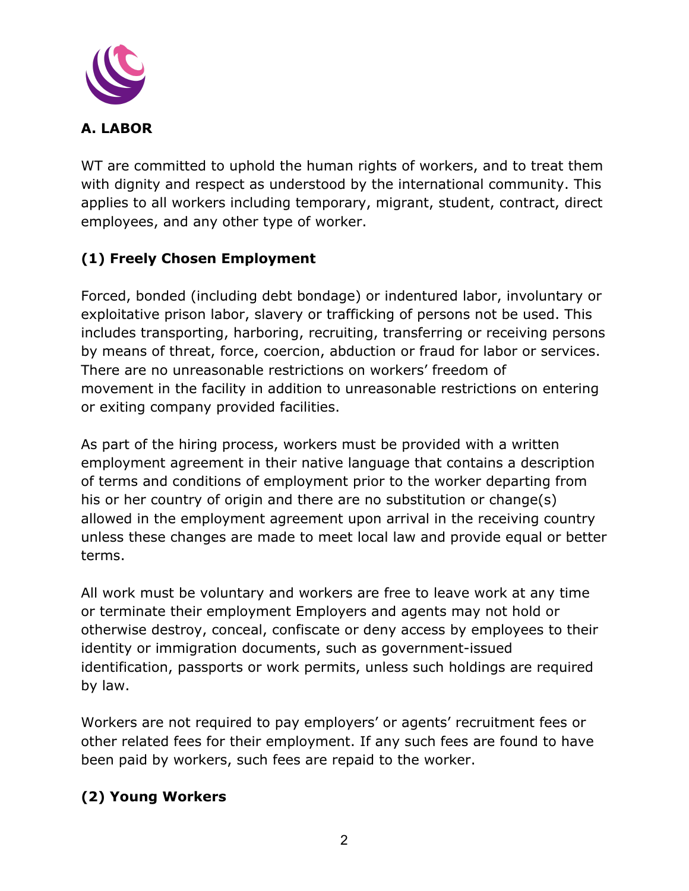## A. LABOR

WT are committed to uphold the human rights of workers, and to treat them with dignity and respect as understood by the international community. This applies to all workers including temporary, migrant, student, contract, direct employees, and any other type of worker.

### (1) Freely Chosen Employment

Forced, bonded (including debt bondage) or indentured labor, involuntary or exploitative prison labor, slavery or trafficking of persons not be used. This includes transporting, harboring, recruiting, transferring or receiving persons by means of threat, force, coercion, abduction or fraud for labor or services. There are no unreasonable restrictions on workers' freedom of movement in the facility in addition to unreasonable restrictions on entering or exiting company provided facilities.

As part of the hiring process, workers must be provided with a written employment agreement in their native language that contains a description of terms and conditions of employment prior to the worker departing from his or her country of origin and there are no substitution or change(s) allowed in the employment agreement upon arrival in the receiving country unless these changes are made to meet local law and provide equal or better terms.

All work must be voluntary and workers are free to leave work at any time or terminate their employment Employers and agents may not hold or otherwise destroy, conceal, confiscate or deny access by employees to their identity or immigration documents, such as government-issued identification, passports or work permits, unless such holdings are required by law.

Workers are not required to pay employers' or agents' recruitment fees or other related fees for their employment. If any such fees are found to have been paid by workers, such fees are repaid to the worker.

### (2) Young Workers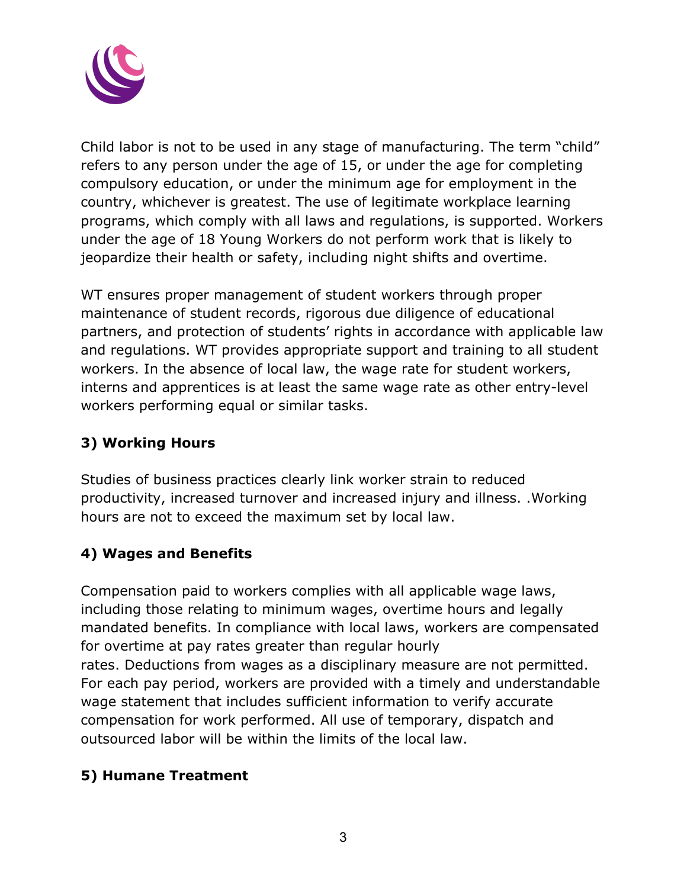Child labor is not to be used in any stage of manufacturing. The term "child" refers to any person under the age of 15, or under the age for completing compulsory education, or under the minimum age for employment in the country, whichever is greatest. The use of legitimate workplace learning programs, which comply with all laws and regulations, is supported. Workers under the age of 18 Young Workers do not perform work that is likely to jeopardize their health or safety, including night shifts and overtime.

WT ensures proper management of student workers through proper maintenance of student records, rigorous due diligence of educational partners, and protection of students' rights in accordance with applicable law and regulations. WT provides appropriate support and training to all student workers. In the absence of local law, the wage rate for student workers, interns and apprentices is at least the same wage rate as other entry-level workers performing equal or similar tasks.

**3) Working Hours**

Studies of business practices clearly link worker strain to reduced productivity, increased turnover and increased injury and illness. .Working hours are not to exceed the maximum set by local law.

**4) Wages and Benefits**

Compensation paid to workers complies with all applicable wage laws, including those relating to minimum wages, overtime hours and legally mandated benefits. In compliance with local laws, workers are compensated for overtime at pay rates greater than regular hourly rates. Deductions from wages as a disciplinary measure are not permitted. For each pay period, workers are provided with a timely and understandable wage statement that includes sufficient information to verify accurate compensation for work performed. All use of temporary, dispatch and outsourced labor will be within the limits of the local law.

**5) Humane Treatment**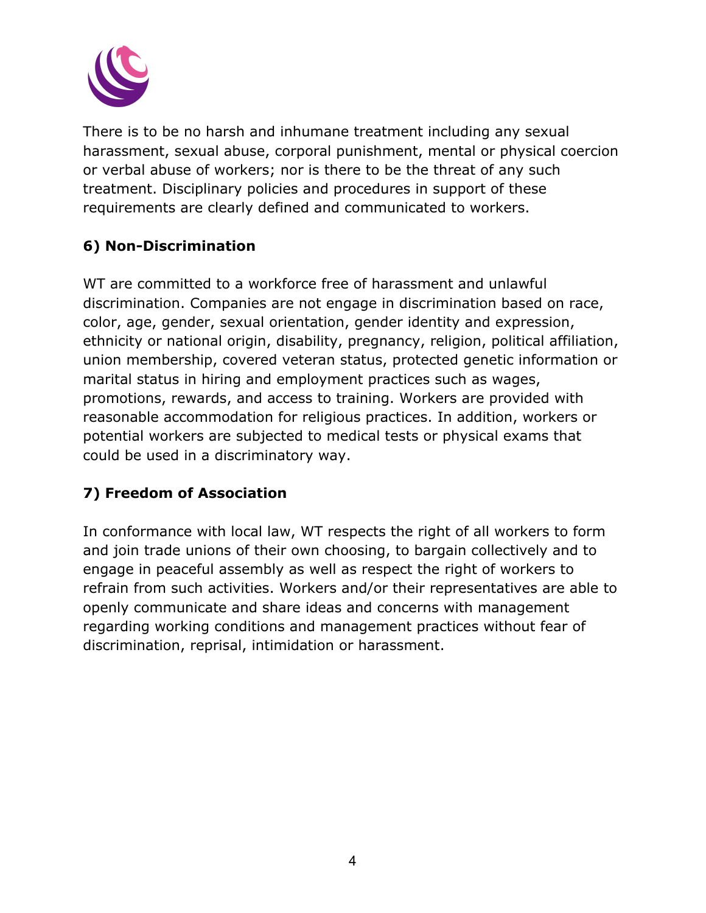There is to be no harsh and inhumane treatment including any sexual harassment, sexual abuse, corporal punishment, mental or physical coercion or verbal abuse of workers; nor is there to be the threat of any such treatment. Disciplinary policies and procedures in support of these requirements are clearly defined and communicated to workers.

**6) Non-Discrimination**

WT are committed to a workforce free of harassment and unlawful discrimination. Companies are not engage in discrimination based on race, color, age, gender, sexual orientation, gender identity and expression, ethnicity or national origin, disability, pregnancy, religion, political affiliation, union membership, covered veteran status, protected genetic information or marital status in hiring and employment practices such as wages, promotions, rewards, and access to training. Workers are provided with reasonable accommodation for religious practices. In addition, workers or potential workers are subjected to medical tests or physical exams that could be used in a discriminatory way.

**7) Freedom of Association**

In conformance with local law, WT respects the right of all workers to form and join trade unions of their own choosing, to bargain collectively and to engage in peaceful assembly as well as respect the right of workers to refrain from such activities. Workers and/or their representatives are able to openly communicate and share ideas and concerns with management regarding working conditions and management practices without fear of discrimination, reprisal, intimidation or harassment.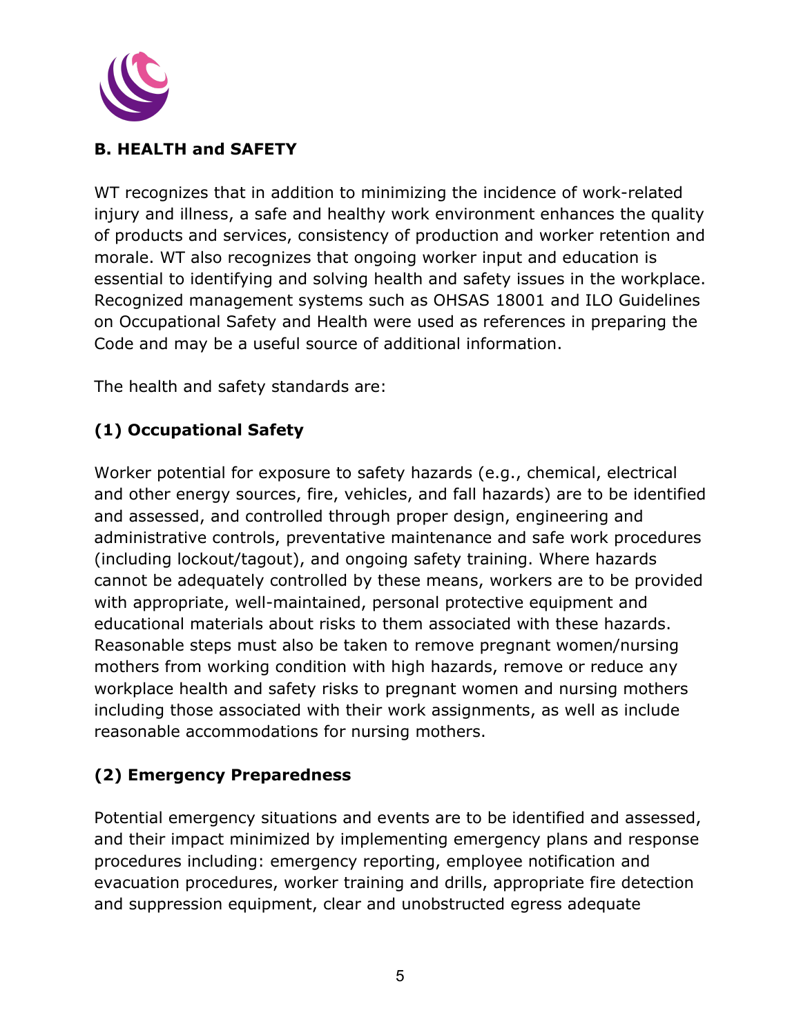## B. HEALTH and SAFETY

WT recognizes that in addition to minimizing the incidence of work-related injury and illness, a safe and healthy work environment enhances the quality of products and services, consistency of production and worker retention and morale. WT also recognizes that ongoing worker input and education is essential to identifying and solving health and safety issues in the workplace. Recognized management systems such as OHSAS 18001 and ILO Guidelines on Occupational Safety and Health were used as references in preparing the Code and may be a useful source of additional information.

The health and safety standards are:

### (1) Occupational Safety

Worker potential for exposure to safety hazards (e.g., chemical, electrical and other energy sources, fire, vehicles, and fall hazards) are to be identified and assessed, and controlled through proper design, engineering and administrative controls, preventative maintenance and safe work procedures (including lockout/tagout), and ongoing safety training. Where hazards cannot be adequately controlled by these means, workers are to be provided with appropriate, well-maintained, personal protective equipment and educational materials about risks to them associated with these hazards. Reasonable steps must also be taken to remove pregnant women/nursing mothers from working condition with high hazards, remove or reduce any workplace health and safety risks to pregnant women and nursing mothers including those associated with their work assignments, as well as include reasonable accommodations for nursing mothers.

### (2) Emergency Preparedness

Potential emergency situations and events are to be identified and assessed, and their impact minimized by implementing emergency plans and response procedures including: emergency reporting, employee notification and evacuation procedures, worker training and drills, appropriate fire detection and suppression equipment, clear and unobstructed egress adequate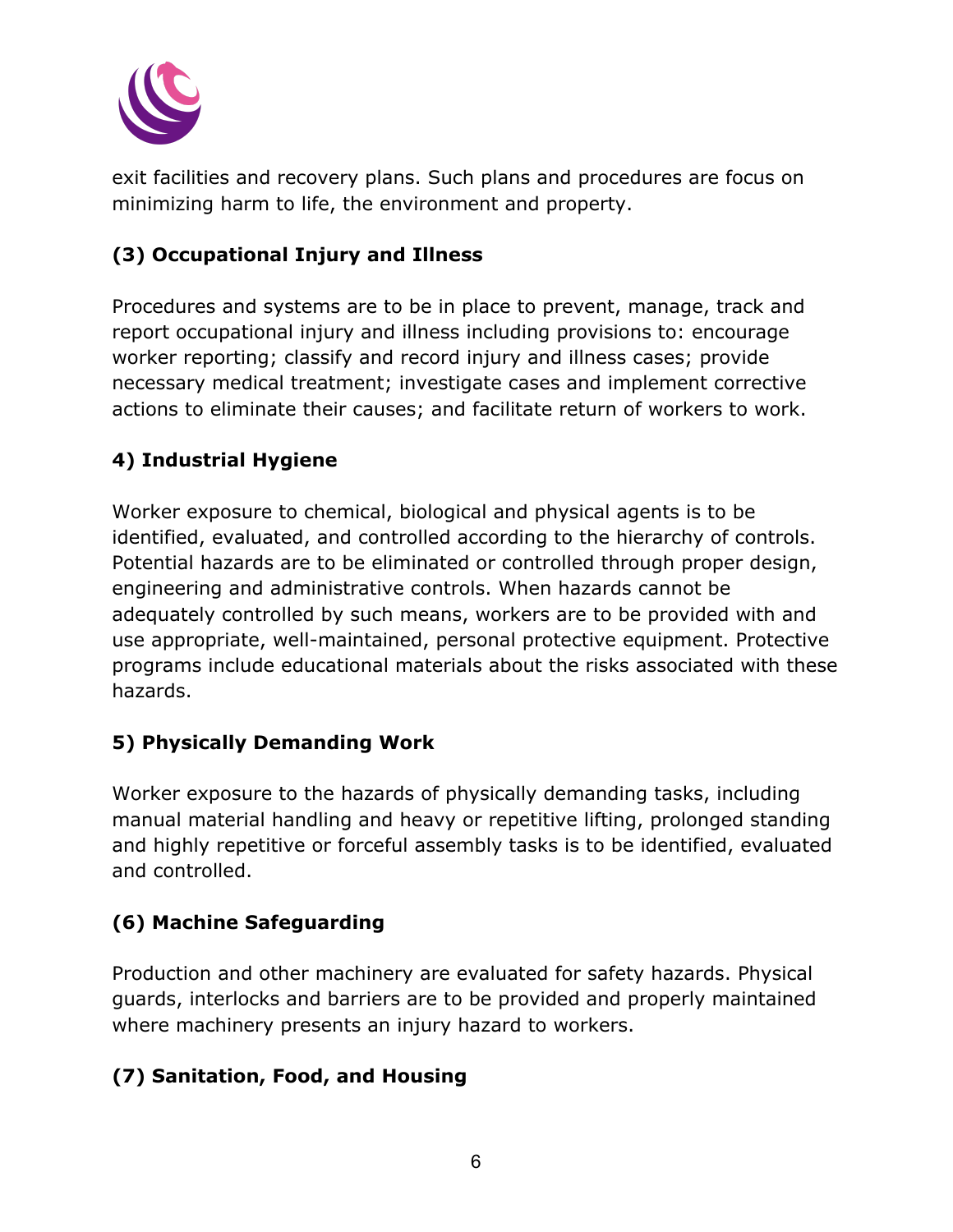exit facilities and recovery plans. Such plans and procedures are focus on minimizing harm to life, the environment and property.

### (3) Occupational Injury and Illness

Procedures and systems are to be in place to prevent, manage, track and report occupational injury and illness including provisions to: encourage worker reporting; classify and record injury and illness cases; provide necessary medical treatment; investigate cases and implement corrective actions to eliminate their causes; and facilitate return of workers to work.

### 4) Industrial Hygiene

Worker exposure to chemical, biological and physical agents is to be identified, evaluated, and controlled according to the hierarchy of controls. Potential hazards are to be eliminated or controlled through proper design, engineering and administrative controls. When hazards cannot be adequately controlled by such means, workers are to be provided with and use appropriate, well-maintained, personal protective equipment. Protective programs include educational materials about the risks associated with these hazards.

### 5) Physically Demanding Work

Worker exposure to the hazards of physically demanding tasks, including manual material handling and heavy or repetitive lifting, prolonged standing and highly repetitive or forceful assembly tasks is to be identified, evaluated and controlled.

### (6) Machine Safeguarding

Production and other machinery are evaluated for safety hazards. Physical guards, interlocks and barriers are to be provided and properly maintained where machinery presents an injury hazard to workers.

### (7) Sanitation, Food, and Housing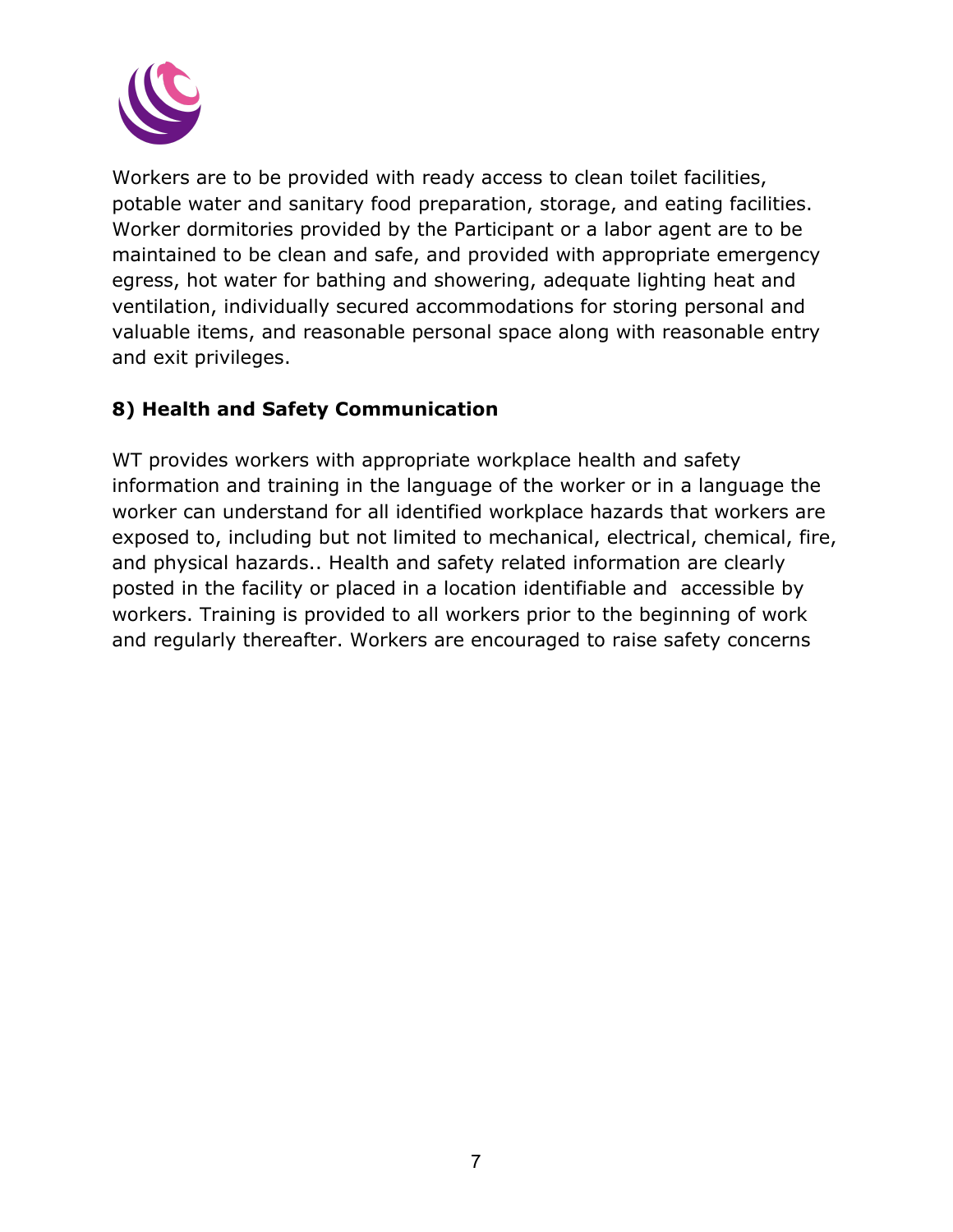Workers are to be provided with ready access to clean toilet facilities, potable water and sanitary food preparation, storage, and eating facilities. Worker dormitories provided by the Participant or a labor agent are to be maintained to be clean and safe, and provided with appropriate emergency egress, hot water for bathing and showering, adequate lighting heat and ventilation, individually secured accommodations for storing personal and valuable items, and reasonable personal space along with reasonable entry and exit privileges.

**8) Health and Safety Communication**

WT provides workers with appropriate workplace health and safety information and training in the language of the worker or in a language the worker can understand for all identified workplace hazards that workers are exposed to, including but not limited to mechanical, electrical, chemical, fire, and physical hazards.. Health and safety related information are clearly posted in the facility or placed in a location identifiable and accessible by workers. Training is provided to all workers prior to the beginning of work and regularly thereafter. Workers are encouraged to raise safety concerns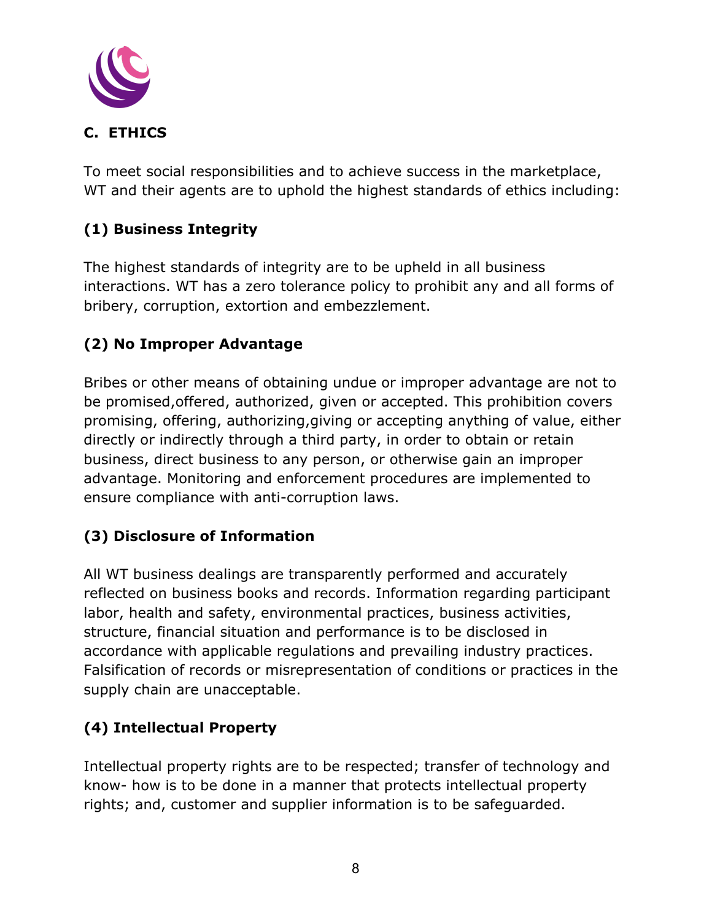## C. ETHICS

To meet social responsibilities and to achieve success in the marketplace, WT and their agents are to uphold the highest standards of ethics including:

### (1) Business Integrity

The highest standards of integrity are to be upheld in all business interactions. WT has a zero tolerance policy to prohibit any and all forms of bribery, corruption, extortion and embezzlement.

### (2) No Improper Advantage

Bribes or other means of obtaining undue or improper advantage are not to be promised,offered, authorized, given or accepted. This prohibition covers promising, offering, authorizing,giving or accepting anything of value, either directly or indirectly through a third party, in order to obtain or retain business, direct business to any person, or otherwise gain an improper advantage. Monitoring and enforcement procedures are implemented to ensure compliance with anti-corruption laws.

### (3) Disclosure of Information

All WT business dealings are transparently performed and accurately reflected on business books and records. Information regarding participant labor, health and safety, environmental practices, business activities, structure, financial situation and performance is to be disclosed in accordance with applicable regulations and prevailing industry practices. Falsification of records or misrepresentation of conditions or practices in the supply chain are unacceptable.

### (4) Intellectual Property

Intellectual property rights are to be respected; transfer of technology and know- how is to be done in a manner that protects intellectual property rights; and, customer and supplier information is to be safeguarded.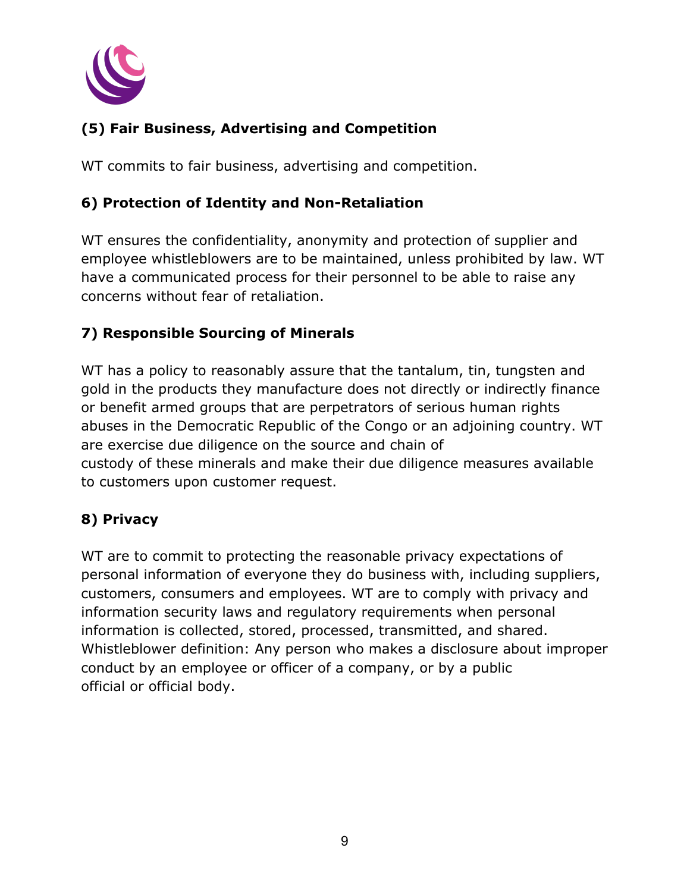### (5) Fair Business, Advertising and Competition

WT commits to fair business, advertising and competition.

### 6) Protection of Identity and Non-Retaliation

WT ensures the confidentiality, anonymity and protection of supplier and employee whistleblowers are to be maintained, unless prohibited by law. WT have a communicated process for their personnel to be able to raise any concerns without fear of retaliation.

### 7) Responsible Sourcing of Minerals

WT has a policy to reasonably assure that the tantalum, tin, tungsten and gold in the products they manufacture does not directly or indirectly finance or benefit armed groups that are perpetrators of serious human rights abuses in the Democratic Republic of the Congo or an adjoining country. WT are exercise due diligence on the source and chain of custody of these minerals and make their due diligence measures available to customers upon customer request.

### 8) Privacy

WT are to commit to protecting the reasonable privacy expectations of personal information of everyone they do business with, including suppliers, customers, consumers and employees. WT are to comply with privacy and information security laws and regulatory requirements when personal information is collected, stored, processed, transmitted, and shared. Whistleblower definition: Any person who makes a disclosure about improper conduct by an employee or officer of a company, or by a public official or official body.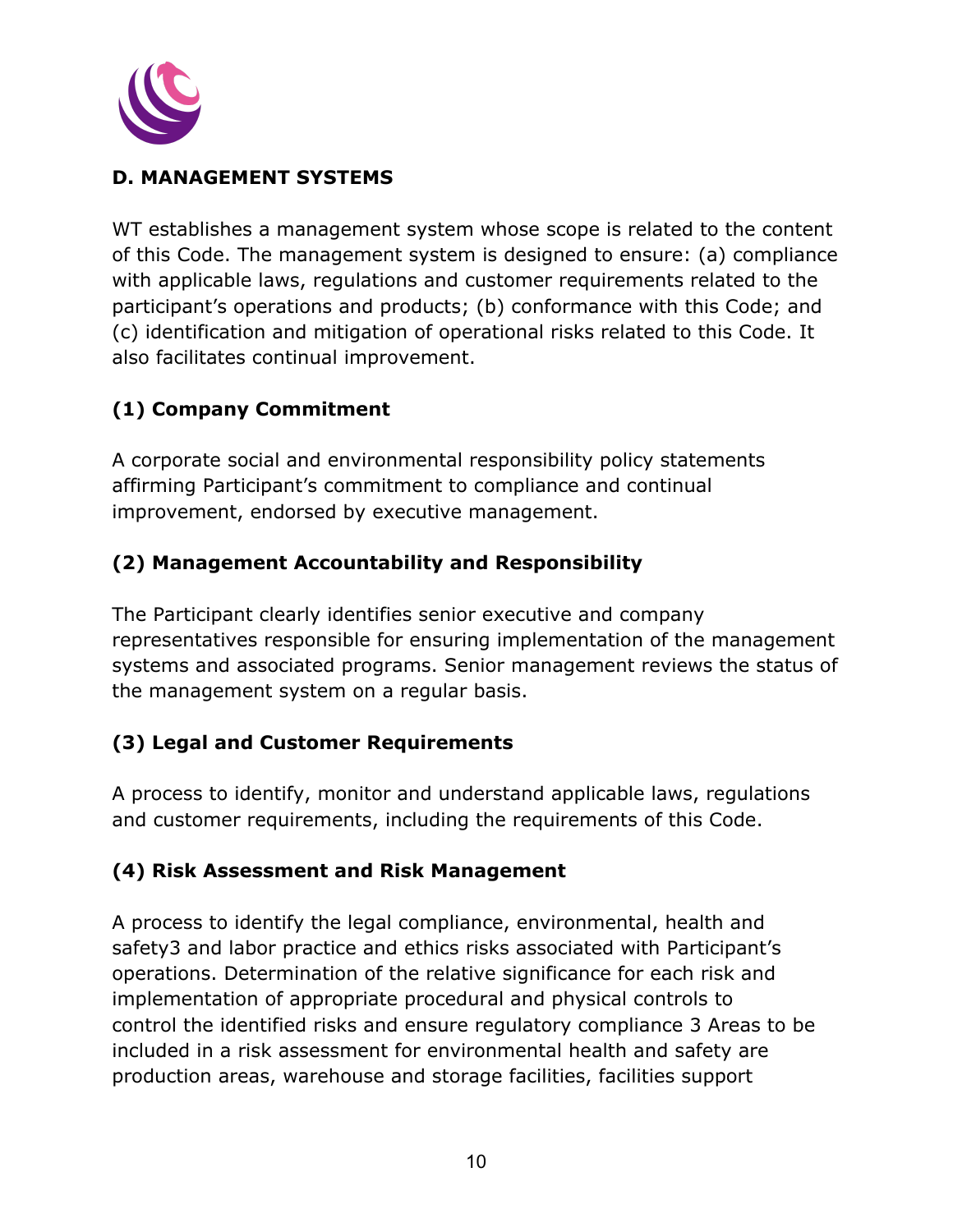## D. MANAGEMENT SYSTEMS

WT establishes a management system whose scope is related to the content of this Code. The management system is designed to ensure: (a) compliance with applicable laws, regulations and customer requirements related to the participant's operations and products; (b) conformance with this Code; and (c) identification and mitigation of operational risks related to this Code. It also facilitates continual improvement.

### (1) Company Commitment

A corporate social and environmental responsibility policy statements affirming Participant's commitment to compliance and continual improvement, endorsed by executive management.

### (2) Management Accountability and Responsibility

The Participant clearly identifies senior executive and company representatives responsible for ensuring implementation of the management systems and associated programs. Senior management reviews the status of the management system on a regular basis.

### (3) Legal and Customer Requirements

A process to identify, monitor and understand applicable laws, regulations and customer requirements, including the requirements of this Code.

### (4) Risk Assessment and Risk Management

A process to identify the legal compliance, environmental, health and safety3 and labor practice and ethics risks associated with Participant's operations. Determination of the relative significance for each risk and implementation of appropriate procedural and physical controls to control the identified risks and ensure regulatory compliance 3 Areas to be included in a risk assessment for environmental health and safety are production areas, warehouse and storage facilities, facilities support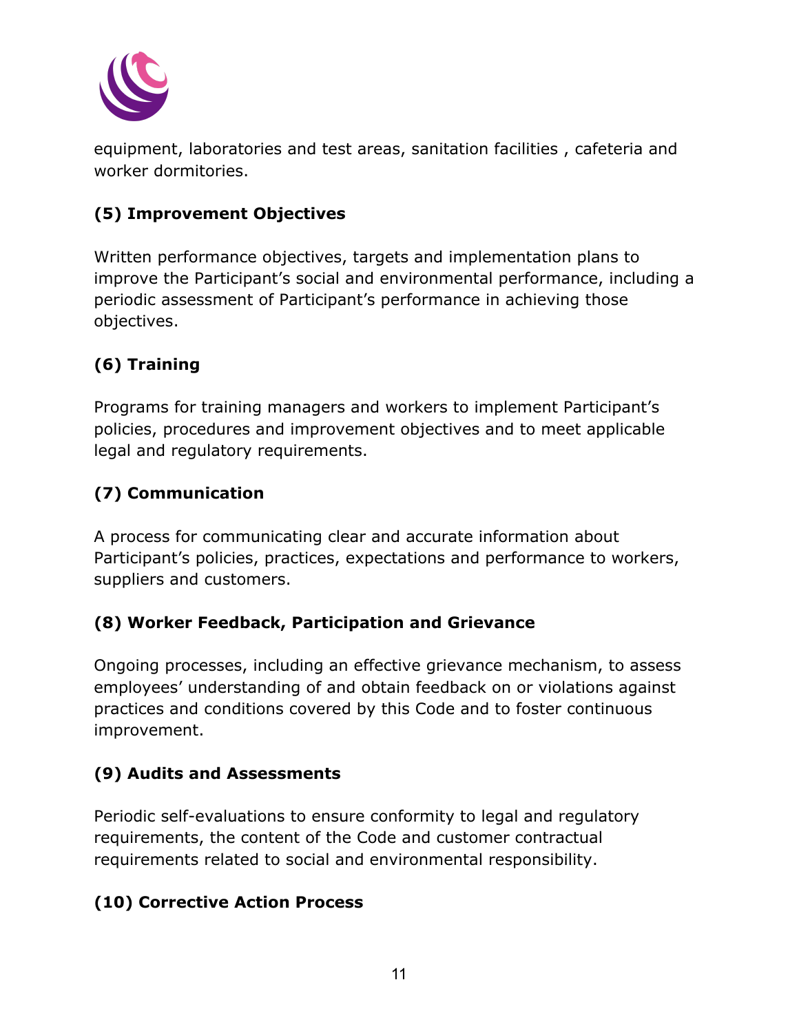equipment, laboratories and test areas, sanitation facilities , cafeteria and worker dormitories.

### (5) Improvement Objectives

Written performance objectives, targets and implementation plans to improve the Participant's social and environmental performance, including a periodic assessment of Participant's performance in achieving those objectives.

### (6) Training

Programs for training managers and workers to implement Participant's policies, procedures and improvement objectives and to meet applicable legal and regulatory requirements.

### (7) Communication

A process for communicating clear and accurate information about Participant's policies, practices, expectations and performance to workers, suppliers and customers.

### (8) Worker Feedback, Participation and Grievance

Ongoing processes, including an effective grievance mechanism, to assess employees' understanding of and obtain feedback on or violations against practices and conditions covered by this Code and to foster continuous improvement.

### (9) Audits and Assessments

Periodic self-evaluations to ensure conformity to legal and regulatory requirements, the content of the Code and customer contractual requirements related to social and environmental responsibility.

### (10) Corrective Action Process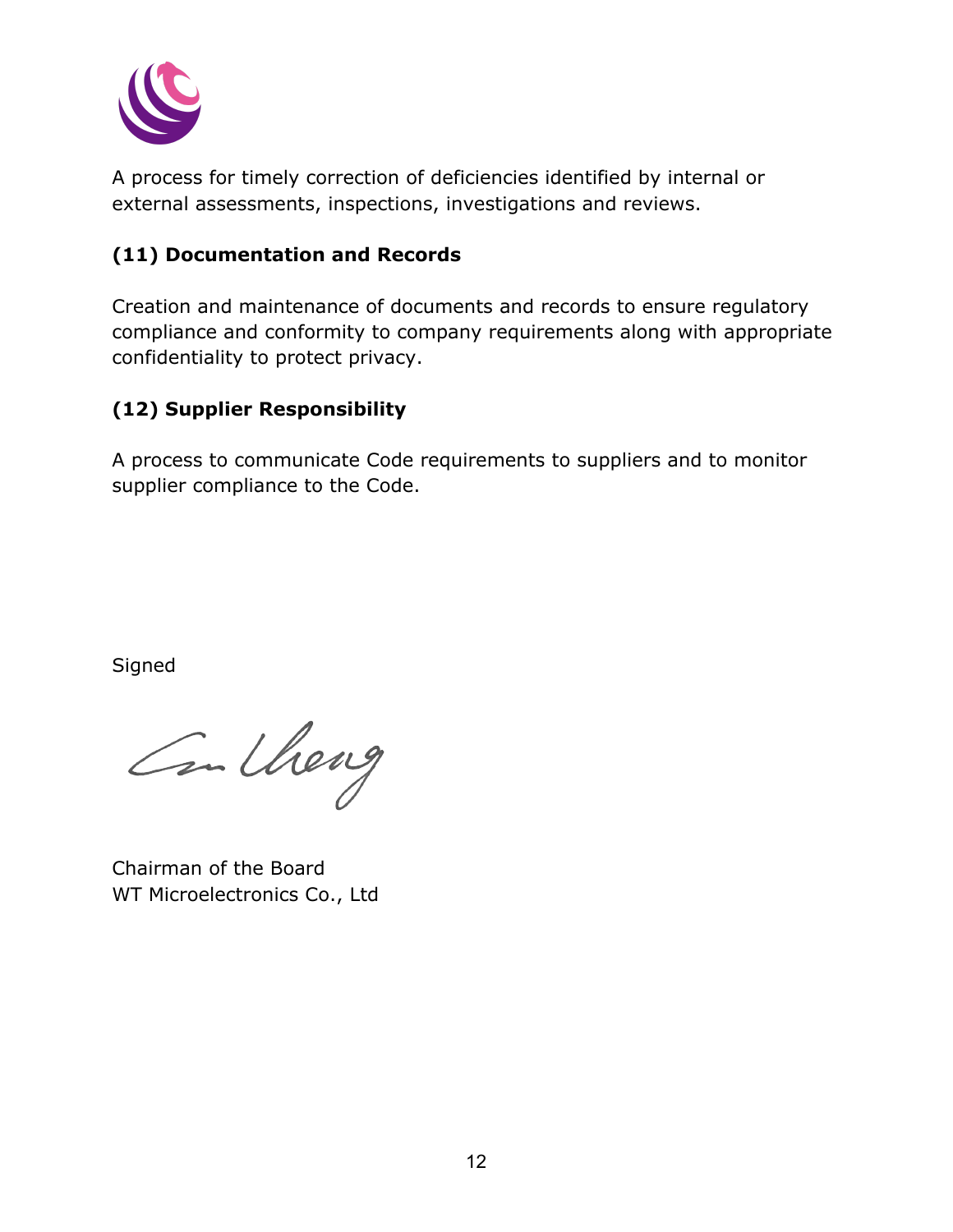A process for timely correction of deficiencies identified by internal or external assessments, inspections, investigations and reviews.

**(11) Documentation and Records**

Creation and maintenance of documents and records to ensure regulatory compliance and conformity to company requirements along with appropriate confidentiality to protect privacy.

**(12) Supplier Responsibility**

A process to communicate Code requirements to suppliers and to monitor supplier compliance to the Code.

Signed

Chairman of the Board
WT Microelectronics Co., Ltd